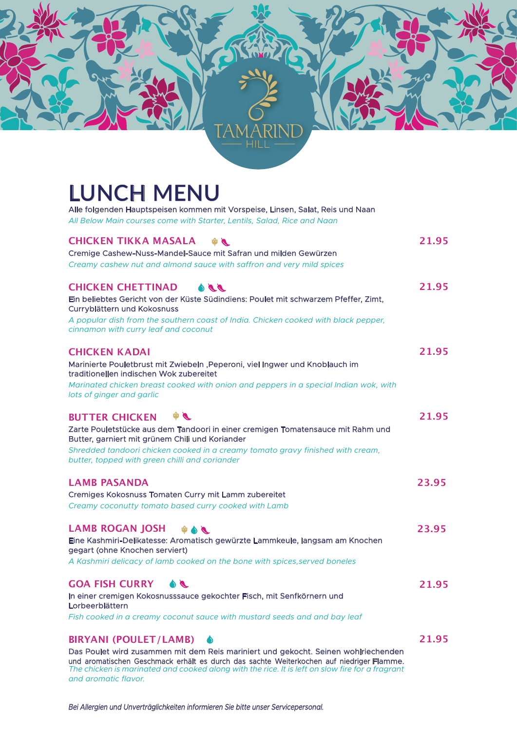TAMARIND HILL

# LUNCH MENU

Alle folgenden Hauptspeisen kommen mit Vorspeise, Linsen, Salat, Reis und Naan

*All Below Main courses come with Starter, Lentils, Salad, Rice and Naan*

## CHICKEN TIKKA MASALA — 21.95

Cremige Cashew-Nuss-Mandel-Sauce mit Safran und milden Gewürzen

*Creamy cashew nut and almond sauce with saffron and very mild spices*

## CHICKEN CHETTINAD — 21.95

Ein beliebtes Gericht von der Küste Südindiens: Poulet mit schwarzem Pfeffer, Zimt, Curryblättern und Kokosnuss

*A popular dish from the southern coast of India. Chicken cooked with black pepper, cinnamon with curry leaf and coconut*

## CHICKEN KADAI — 21.95

Marinierte Pouletbrust mit Zwiebeln ,Peperoni, viel Ingwer und Knoblauch im traditionellen indischen Wok zubereitet

*Marinated chicken breast cooked with onion and peppers in a special Indian wok, with lots of ginger and garlic*

## BUTTER CHICKEN — 21.95

Zarte Pouletstücke aus dem Tandoori in einer cremigen Tomatensauce mit Rahm und Butter, garniert mit grünem Chili und Koriander

*Shredded tandoori chicken cooked in a creamy tomato gravy finished with cream, butter, topped with green chilli and coriander*

## LAMB PASANDA — 23.95

Cremiges Kokosnuss Tomaten Curry mit Lamm zubereitet

*Creamy coconutty tomato based curry cooked with Lamb*

## LAMB ROGAN JOSH — 23.95

Eine Kashmiri-Delikatesse: Aromatisch gewürzte Lammkeule, langsam am Knochen gegart (ohne Knochen serviert)

*A Kashmiri delicacy of lamb cooked on the bone with spices,served boneles*

## GOA FISH CURRY — 21.95

In einer cremigen Kokosnusssauce gekochter Fisch, mit Senfkörnern und Lorbeerblättern

*Fish cooked in a creamy coconut sauce with mustard seeds and and bay leaf*

## BIRYANI (POULET/LAMB) — 21.95

Das Poulet wird zusammen mit dem Reis mariniert und gekocht. Seinen wohlriechenden und aromatischen Geschmack erhält es durch das sachte Weiterkochen auf niedriger Flamme.

*The chicken is marinated and cooked along with the rice. It is left on slow fire for a fragrant and aromatic flavor.*

*Bei Allergien und Unverträglichkeiten informieren Sie bitte unser Servicepersonal.*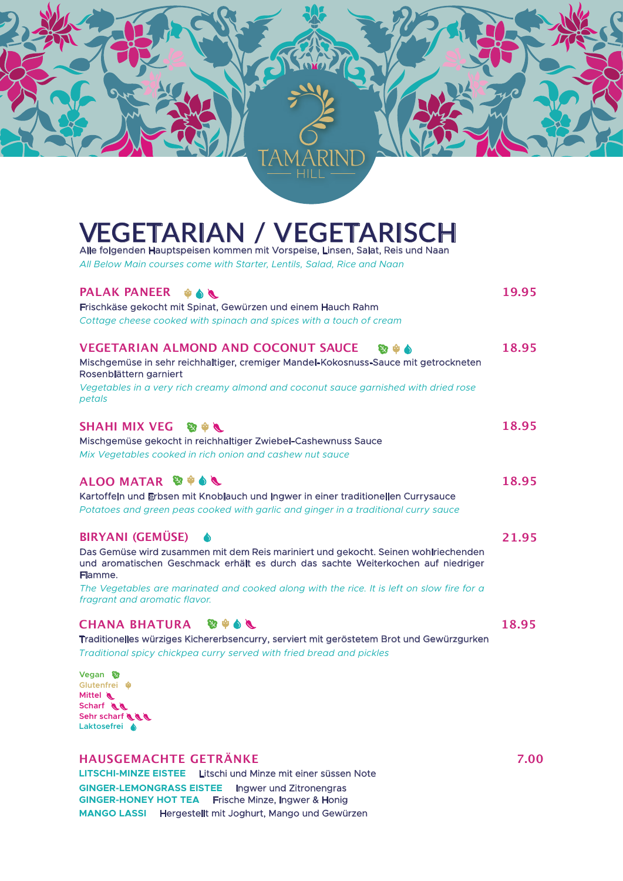TAMARIND HILL

# VEGETARIAN / VEGETARISCH

Alle folgenden Hauptspeisen kommen mit Vorspeise, Linsen, Salat, Reis und Naan

*All Below Main courses come with Starter, Lentils, Salad, Rice and Naan*

## PALAK PANEER — 19.95

Frischkäse gekocht mit Spinat, Gewürzen und einem Hauch Rahm

*Cottage cheese cooked with spinach and spices with a touch of cream*

## VEGETARIAN ALMOND AND COCONUT SAUCE — 18.95

Mischgemüse in sehr reichhaltiger, cremiger Mandel-Kokosnuss-Sauce mit getrockneten Rosenblättern garniert

*Vegetables in a very rich creamy almond and coconut sauce garnished with dried rose petals*

## SHAHI MIX VEG — 18.95

Mischgemüse gekocht in reichhaltiger Zwiebel-Cashewnuss Sauce

*Mix Vegetables cooked in rich onion and cashew nut sauce*

## ALOO MATAR — 18.95

Kartoffeln und Erbsen mit Knoblauch und Ingwer in einer traditionellen Currysauce

*Potatoes and green peas cooked with garlic and ginger in a traditional curry sauce*

## BIRYANI (GEMÜSE) — 21.95

Das Gemüse wird zusammen mit dem Reis mariniert und gekocht. Seinen wohlriechenden und aromatischen Geschmack erhält es durch das sachte Weiterkochen auf niedriger Flamme.

*The Vegetables are marinated and cooked along with the rice. It is left on slow fire for a fragrant and aromatic flavor.*

## CHANA BHATURA — 18.95

Traditionelles würziges Kichererbsencurry, serviert mit geröstetem Brot und Gewürzgurken

*Traditional spicy chickpea curry served with fried bread and pickles*

Vegan
Glutenfrei
Mittel
Scharf
Sehr scharf
Laktosefrei

## HAUSGEMACHTE GETRÄNKE — 7.00

**LITSCHI-MINZE EISTEE** Litschi und Minze mit einer süssen Note

**GINGER-LEMONGRASS EISTEE** Ingwer und Zitronengras

**GINGER-HONEY HOT TEA** Frische Minze, Ingwer & Honig

**MANGO LASSI** Hergestellt mit Joghurt, Mango und Gewürzen